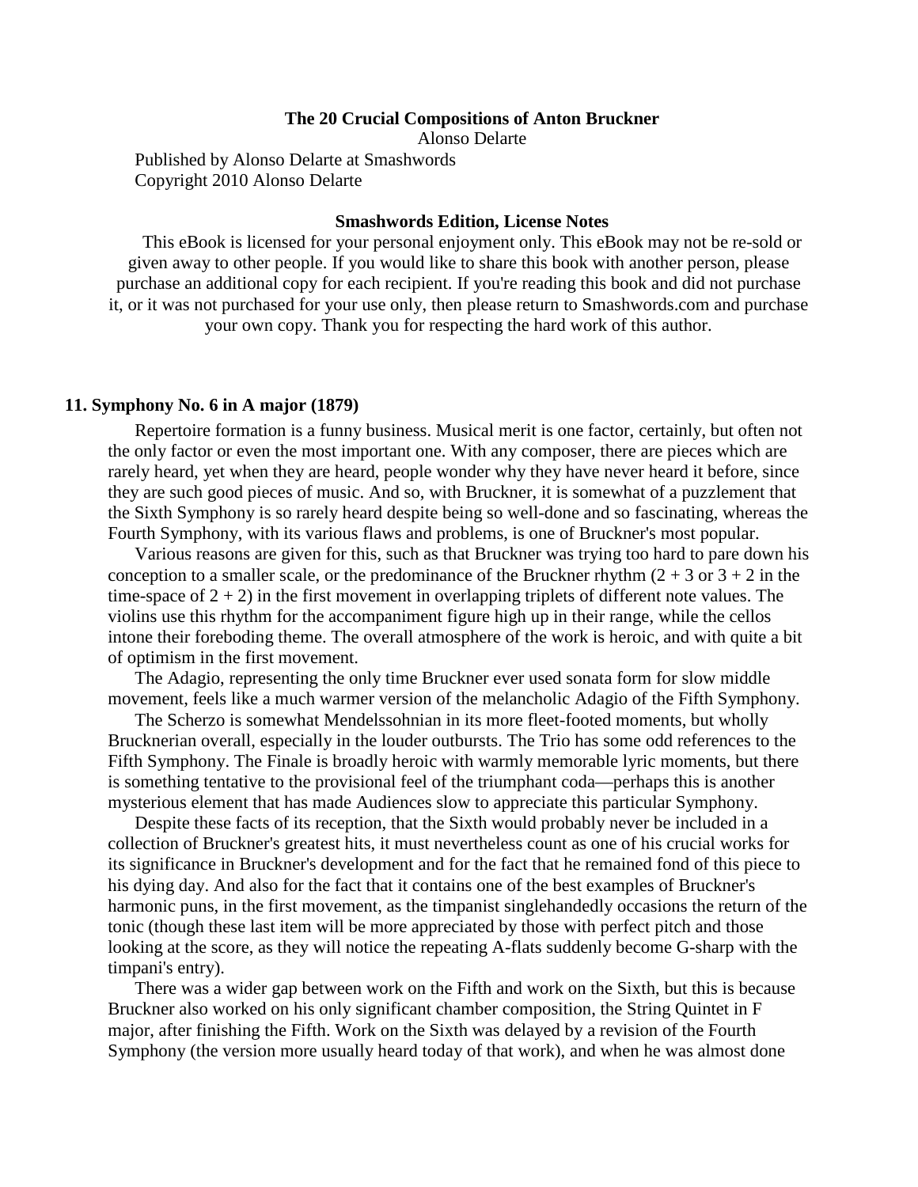**The 20 Crucial Compositions of Anton Bruckner**

Alonso Delarte

Published by Alonso Delarte at Smashwords
Copyright 2010 Alonso Delarte

**Smashwords Edition, License Notes**

This eBook is licensed for your personal enjoyment only. This eBook may not be re-sold or given away to other people. If you would like to share this book with another person, please purchase an additional copy for each recipient. If you're reading this book and did not purchase it, or it was not purchased for your use only, then please return to Smashwords.com and purchase your own copy. Thank you for respecting the hard work of this author.

### 11. Symphony No. 6 in A major (1879)

Repertoire formation is a funny business. Musical merit is one factor, certainly, but often not the only factor or even the most important one. With any composer, there are pieces which are rarely heard, yet when they are heard, people wonder why they have never heard it before, since they are such good pieces of music. And so, with Bruckner, it is somewhat of a puzzlement that the Sixth Symphony is so rarely heard despite being so well-done and so fascinating, whereas the Fourth Symphony, with its various flaws and problems, is one of Bruckner's most popular.

Various reasons are given for this, such as that Bruckner was trying too hard to pare down his conception to a smaller scale, or the predominance of the Bruckner rhythm (2 + 3 or 3 + 2 in the time-space of 2 + 2) in the first movement in overlapping triplets of different note values. The violins use this rhythm for the accompaniment figure high up in their range, while the cellos intone their foreboding theme. The overall atmosphere of the work is heroic, and with quite a bit of optimism in the first movement.

The Adagio, representing the only time Bruckner ever used sonata form for slow middle movement, feels like a much warmer version of the melancholic Adagio of the Fifth Symphony.

The Scherzo is somewhat Mendelssohnian in its more fleet-footed moments, but wholly Brucknerian overall, especially in the louder outbursts. The Trio has some odd references to the Fifth Symphony. The Finale is broadly heroic with warmly memorable lyric moments, but there is something tentative to the provisional feel of the triumphant coda—perhaps this is another mysterious element that has made Audiences slow to appreciate this particular Symphony.

Despite these facts of its reception, that the Sixth would probably never be included in a collection of Bruckner's greatest hits, it must nevertheless count as one of his crucial works for its significance in Bruckner's development and for the fact that he remained fond of this piece to his dying day. And also for the fact that it contains one of the best examples of Bruckner's harmonic puns, in the first movement, as the timpanist singlehandedly occasions the return of the tonic (though these last item will be more appreciated by those with perfect pitch and those looking at the score, as they will notice the repeating A-flats suddenly become G-sharp with the timpani's entry).

There was a wider gap between work on the Fifth and work on the Sixth, but this is because Bruckner also worked on his only significant chamber composition, the String Quintet in F major, after finishing the Fifth. Work on the Sixth was delayed by a revision of the Fourth Symphony (the version more usually heard today of that work), and when he was almost done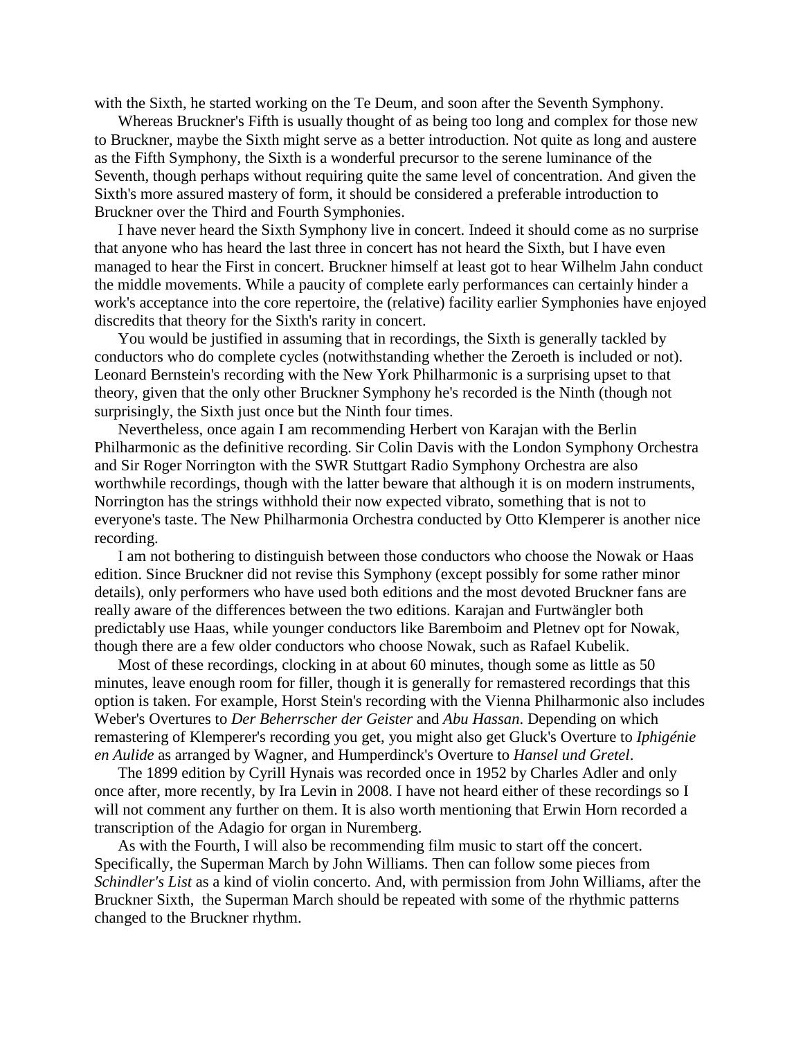with the Sixth, he started working on the Te Deum, and soon after the Seventh Symphony.

Whereas Bruckner's Fifth is usually thought of as being too long and complex for those new to Bruckner, maybe the Sixth might serve as a better introduction. Not quite as long and austere as the Fifth Symphony, the Sixth is a wonderful precursor to the serene luminance of the Seventh, though perhaps without requiring quite the same level of concentration. And given the Sixth's more assured mastery of form, it should be considered a preferable introduction to Bruckner over the Third and Fourth Symphonies.

I have never heard the Sixth Symphony live in concert. Indeed it should come as no surprise that anyone who has heard the last three in concert has not heard the Sixth, but I have even managed to hear the First in concert. Bruckner himself at least got to hear Wilhelm Jahn conduct the middle movements. While a paucity of complete early performances can certainly hinder a work's acceptance into the core repertoire, the (relative) facility earlier Symphonies have enjoyed discredits that theory for the Sixth's rarity in concert.

You would be justified in assuming that in recordings, the Sixth is generally tackled by conductors who do complete cycles (notwithstanding whether the Zeroeth is included or not). Leonard Bernstein's recording with the New York Philharmonic is a surprising upset to that theory, given that the only other Bruckner Symphony he's recorded is the Ninth (though not surprisingly, the Sixth just once but the Ninth four times.

Nevertheless, once again I am recommending Herbert von Karajan with the Berlin Philharmonic as the definitive recording. Sir Colin Davis with the London Symphony Orchestra and Sir Roger Norrington with the SWR Stuttgart Radio Symphony Orchestra are also worthwhile recordings, though with the latter beware that although it is on modern instruments, Norrington has the strings withhold their now expected vibrato, something that is not to everyone's taste. The New Philharmonia Orchestra conducted by Otto Klemperer is another nice recording.

I am not bothering to distinguish between those conductors who choose the Nowak or Haas edition. Since Bruckner did not revise this Symphony (except possibly for some rather minor details), only performers who have used both editions and the most devoted Bruckner fans are really aware of the differences between the two editions. Karajan and Furtwängler both predictably use Haas, while younger conductors like Baremboim and Pletnev opt for Nowak, though there are a few older conductors who choose Nowak, such as Rafael Kubelik.

Most of these recordings, clocking in at about 60 minutes, though some as little as 50 minutes, leave enough room for filler, though it is generally for remastered recordings that this option is taken. For example, Horst Stein's recording with the Vienna Philharmonic also includes Weber's Overtures to *Der Beherrscher der Geister* and *Abu Hassan*. Depending on which remastering of Klemperer's recording you get, you might also get Gluck's Overture to *Iphigénie en Aulide* as arranged by Wagner, and Humperdinck's Overture to *Hansel und Gretel*.

The 1899 edition by Cyrill Hynais was recorded once in 1952 by Charles Adler and only once after, more recently, by Ira Levin in 2008. I have not heard either of these recordings so I will not comment any further on them. It is also worth mentioning that Erwin Horn recorded a transcription of the Adagio for organ in Nuremberg.

As with the Fourth, I will also be recommending film music to start off the concert. Specifically, the Superman March by John Williams. Then can follow some pieces from *Schindler's List* as a kind of violin concerto. And, with permission from John Williams, after the Bruckner Sixth, the Superman March should be repeated with some of the rhythmic patterns changed to the Bruckner rhythm.